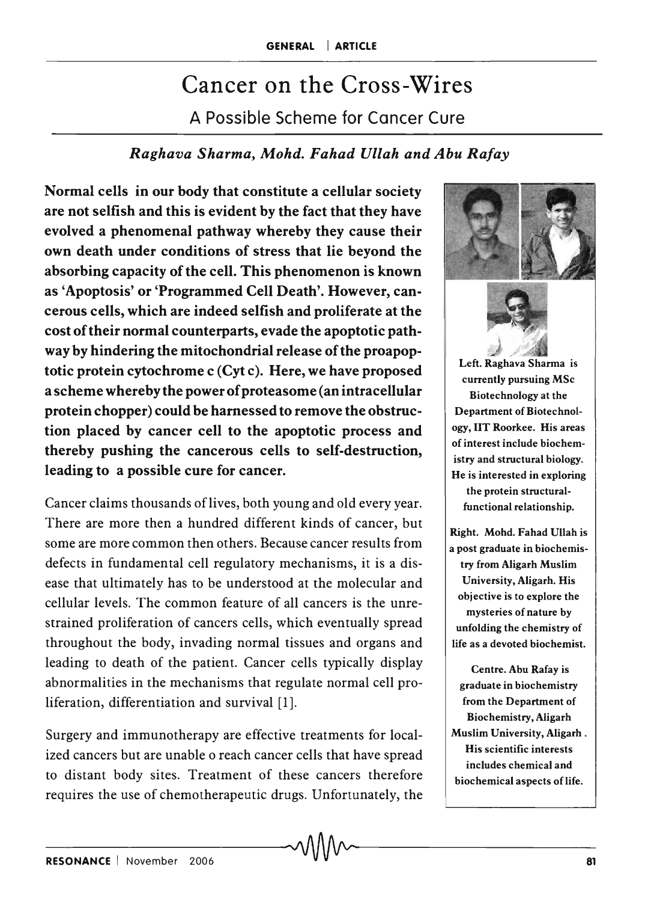# Cancer on the Cross-Wires

## A Possible Scheme for Cancer Cure

*Raghava Sharma, Mohd. Fahad Ullah and Abu Rafay*

**Normal cells in our body that constitute a cellular society are not selfish and this is evident by the fact that they have evolved a phenomenal pathway whereby they cause their own death under conditions of stress that lie beyond the absorbing capacity of the cell. This phenomenon is known as 'Apoptosis' or 'Programmed Cell Death'. However, cancerous cells, which are indeed selfish and proliferate at the cost of their normal counterparts, evade the apoptotic pathway by hindering the mitochondrial release of the proapoptotic protein cytochrome c (Cyt c). Here, we have proposed a scheme whereby the power of proteasome (an intracellular protein chopper) could be harnessed to remove the obstruction placed by cancer cell to the apoptotic process and thereby pushing the cancerous cells to self-destruction, leading to a possible cure for cancer.**

Left. Raghava Sharma is currently pursuing MSc Biotechnology at the Department of Biotechnology, IIT Roorkee. His areas of interest include biochemistry and structural biology. He is interested in exploring the protein structural-functional relationship.

Right. Mohd. Fahad Ullah is a post graduate in biochemistry from Aligarh Muslim University, Aligarh. His objective is to explore the mysteries of nature by unfolding the chemistry of life as a devoted biochemist.

Centre. Abu Rafay is graduate in biochemistry from the Department of Biochemistry, Aligarh Muslim University, Aligarh. His scientific interests includes chemical and biochemical aspects of life.

Cancer claims thousands of lives, both young and old every year. There are more then a hundred different kinds of cancer, but some are more common then others. Because cancer results from defects in fundamental cell regulatory mechanisms, it is a disease that ultimately has to be understood at the molecular and cellular levels. The common feature of all cancers is the unrestrained proliferation of cancers cells, which eventually spread throughout the body, invading normal tissues and organs and leading to death of the patient. Cancer cells typically display abnormalities in the mechanisms that regulate normal cell proliferation, differentiation and survival [1].

Surgery and immunotherapy are effective treatments for localized cancers but are unable o reach cancer cells that have spread to distant body sites. Treatment of these cancers therefore requires the use of chemotherapeutic drugs. Unfortunately, the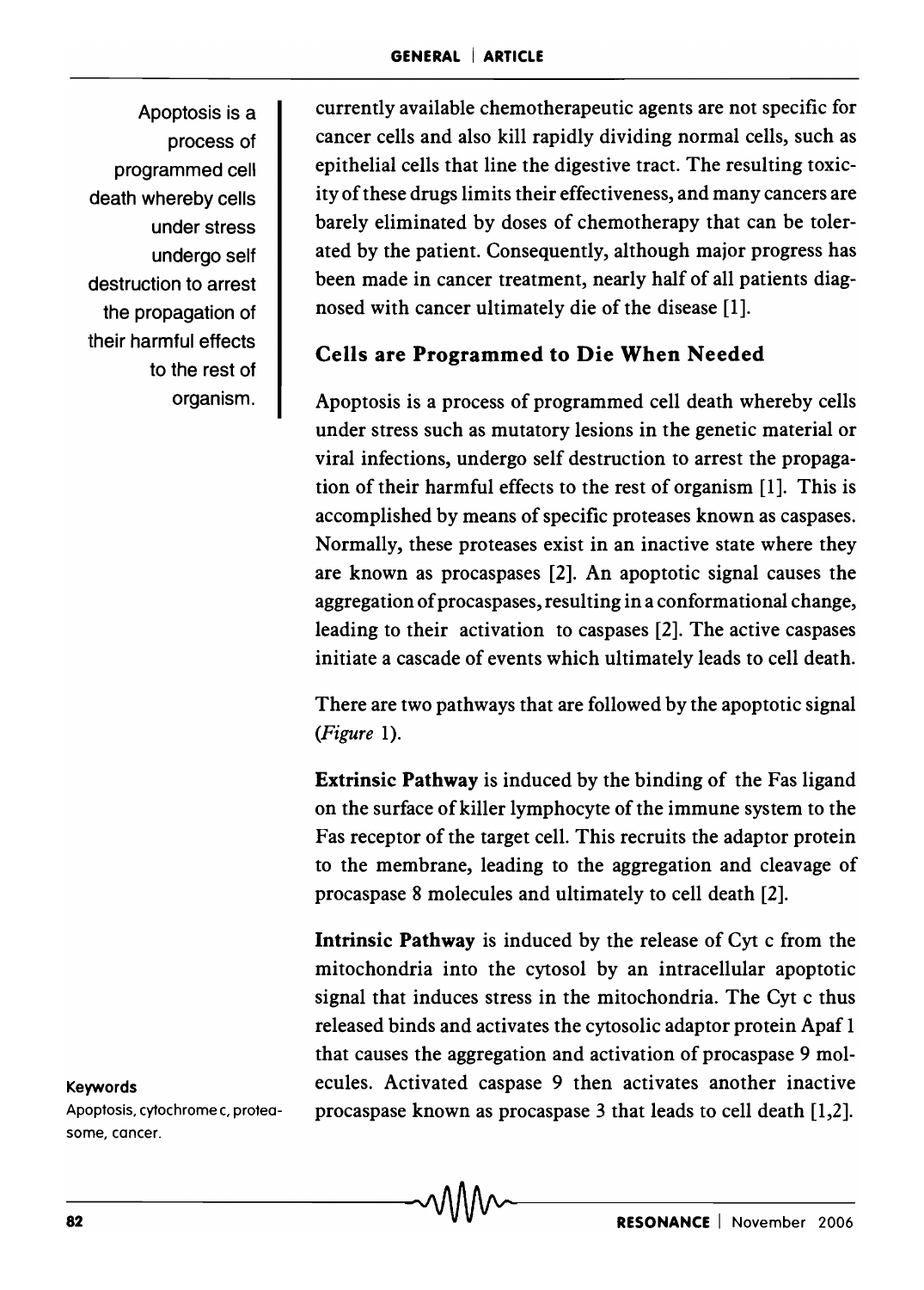currently available chemotherapeutic agents are not specific for cancer cells and also kill rapidly dividing normal cells, such as epithelial cells that line the digestive tract. The resulting toxicity of these drugs limits their effectiveness, and many cancers are barely eliminated by doses of chemotherapy that can be tolerated by the patient. Consequently, although major progress has been made in cancer treatment, nearly half of all patients diagnosed with cancer ultimately die of the disease [1].

Apoptosis is a process of programmed cell death whereby cells under stress undergo self destruction to arrest the propagation of their harmful effects to the rest of organism.

## Cells are Programmed to Die When Needed

Apoptosis is a process of programmed cell death whereby cells under stress such as mutatory lesions in the genetic material or viral infections, undergo self destruction to arrest the propagation of their harmful effects to the rest of organism [1]. This is accomplished by means of specific proteases known as caspases. Normally, these proteases exist in an inactive state where they are known as procaspases [2]. An apoptotic signal causes the aggregation of procaspases, resulting in a conformational change, leading to their activation to caspases [2]. The active caspases initiate a cascade of events which ultimately leads to cell death.

There are two pathways that are followed by the apoptotic signal (*Figure* 1).

**Extrinsic Pathway** is induced by the binding of the Fas ligand on the surface of killer lymphocyte of the immune system to the Fas receptor of the target cell. This recruits the adaptor protein to the membrane, leading to the aggregation and cleavage of procaspase 8 molecules and ultimately to cell death [2].

**Intrinsic Pathway** is induced by the release of Cyt c from the mitochondria into the cytosol by an intracellular apoptotic signal that induces stress in the mitochondria. The Cyt c thus released binds and activates the cytosolic adaptor protein Apaf 1 that causes the aggregation and activation of procaspase 9 molecules. Activated caspase 9 then activates another inactive procaspase known as procaspase 3 that leads to cell death [1,2].

**Keywords**

Apoptosis, cytochrome c, proteasome, cancer.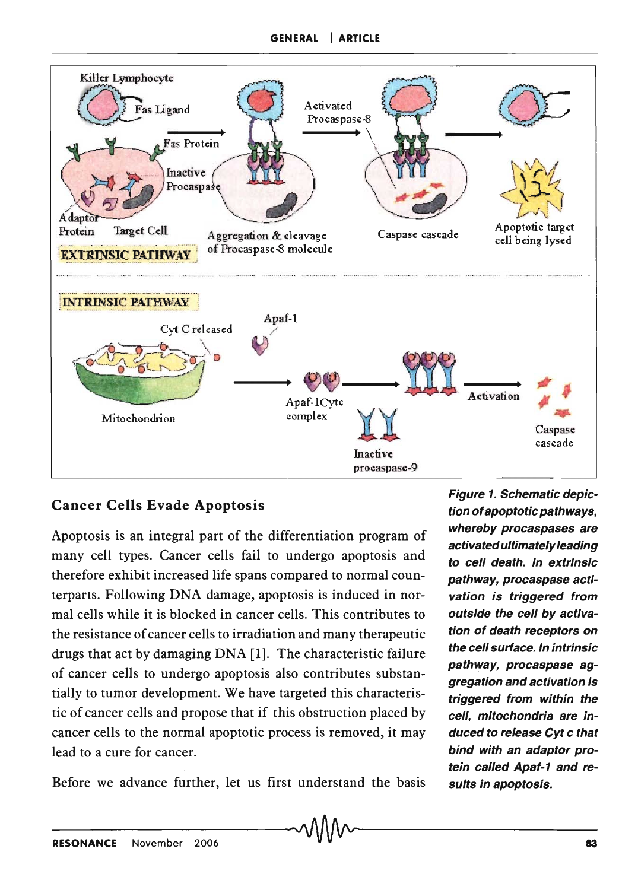## Cancer Cells Evade Apoptosis

Apoptosis is an integral part of the differentiation program of many cell types. Cancer cells fail to undergo apoptosis and therefore exhibit increased life spans compared to normal counterparts. Following DNA damage, apoptosis is induced in normal cells while it is blocked in cancer cells. This contributes to the resistance of cancer cells to irradiation and many therapeutic drugs that act by damaging DNA [1]. The characteristic failure of cancer cells to undergo apoptosis also contributes substantially to tumor development. We have targeted this characteristic of cancer cells and propose that if this obstruction placed by cancer cells to the normal apoptotic process is removed, it may lead to a cure for cancer.

***Figure 1. Schematic depiction of apoptotic pathways, whereby procaspases are activated ultimately leading to cell death. In extrinsic pathway, procaspase activation is triggered from outside the cell by activation of death receptors on the cell surface. In intrinsic pathway, procaspase aggregation and activation is triggered from within the cell, mitochondria are induced to release Cyt c that bind with an adaptor protein called Apaf-1 and results in apoptosis.***

Before we advance further, let us first understand the basis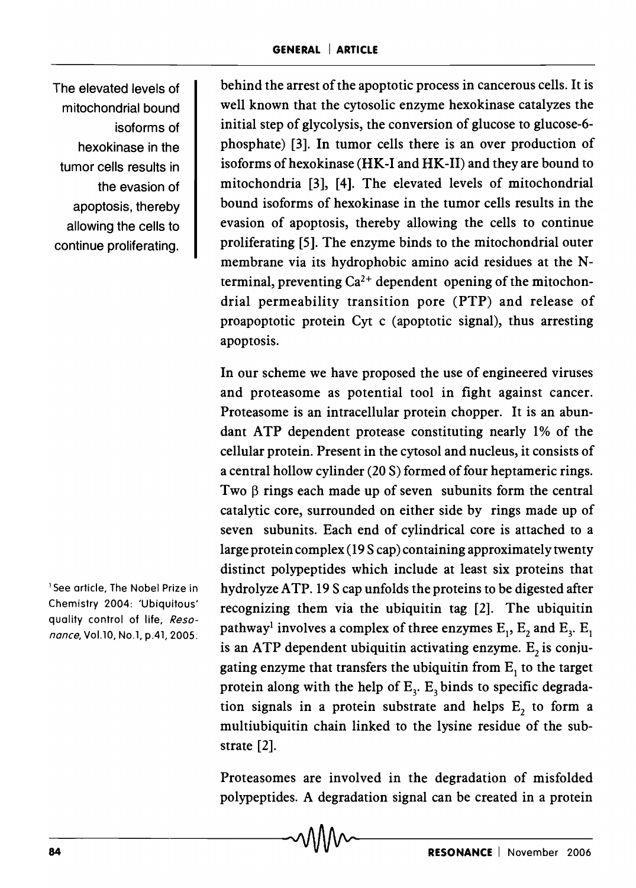The elevated levels of mitochondrial bound isoforms of hexokinase in the tumor cells results in the evasion of apoptosis, thereby allowing the cells to continue proliferating.

behind the arrest of the apoptotic process in cancerous cells. It is well known that the cytosolic enzyme hexokinase catalyzes the initial step of glycolysis, the conversion of glucose to glucose-6-phosphate) [3]. In tumor cells there is an over production of isoforms of hexokinase (HK-I and HK-II) and they are bound to mitochondria [3], [4]. The elevated levels of mitochondrial bound isoforms of hexokinase in the tumor cells results in the evasion of apoptosis, thereby allowing the cells to continue proliferating [5]. The enzyme binds to the mitochondrial outer membrane via its hydrophobic amino acid residues at the N-terminal, preventing $Ca^{2+}$ dependent opening of the mitochondrial permeability transition pore (PTP) and release of proapoptotic protein Cyt c (apoptotic signal), thus arresting apoptosis.

In our scheme we have proposed the use of engineered viruses and proteasome as potential tool in fight against cancer. Proteasome is an intracellular protein chopper. It is an abundant ATP dependent protease constituting nearly 1% of the cellular protein. Present in the cytosol and nucleus, it consists of a central hollow cylinder (20 S) formed of four heptameric rings. Two β rings each made up of seven subunits form the central catalytic core, surrounded on either side by rings made up of seven subunits. Each end of cylindrical core is attached to a large protein complex (19 S cap) containing approximately twenty distinct polypeptides which include at least six proteins that hydrolyze ATP. 19 S cap unfolds the proteins to be digested after recognizing them via the ubiquitin tag [2]. The ubiquitin pathway[1] involves a complex of three enzymes $E_1$, $E_2$ and $E_3$. $E_1$ is an ATP dependent ubiquitin activating enzyme. $E_2$ is conjugating enzyme that transfers the ubiquitin from $E_1$ to the target protein along with the help of $E_3$. $E_3$ binds to specific degradation signals in a protein substrate and helps $E_2$ to form a multiubiquitin chain linked to the lysine residue of the substrate [2].

[1] See article, The Nobel Prize in Chemistry 2004: 'Ubiquitous' quality control of life, *Resonance*, Vol.10, No.1, p.41, 2005.

Proteasomes are involved in the degradation of misfolded polypeptides. A degradation signal can be created in a protein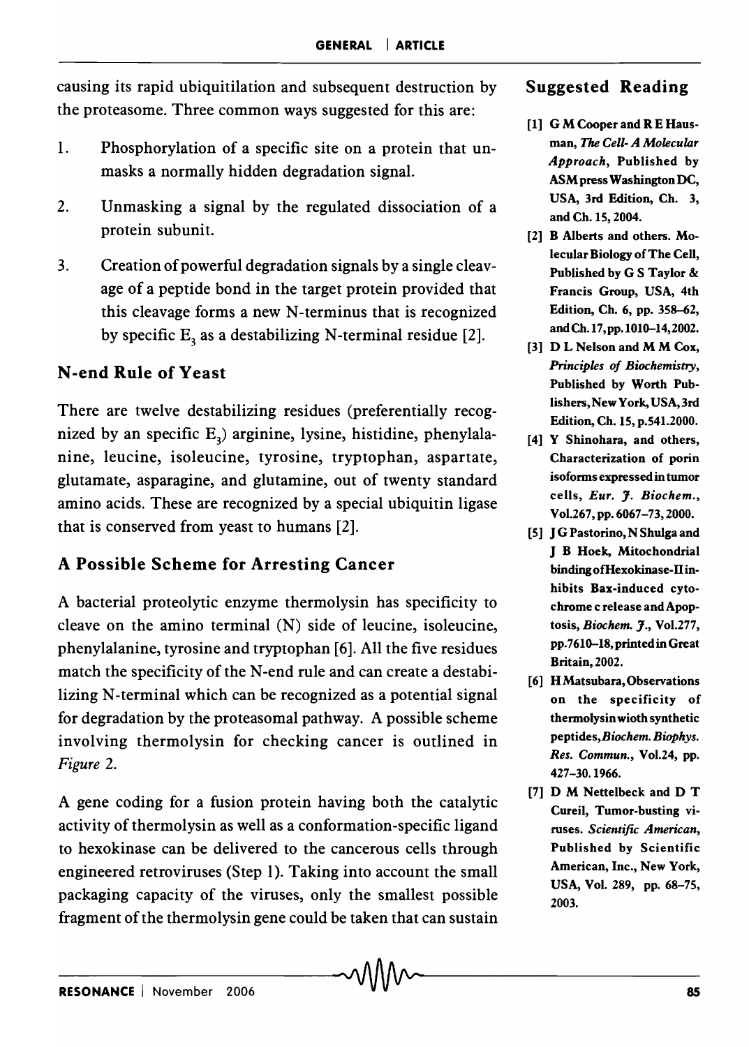causing its rapid ubiquitilation and subsequent destruction by the proteasome. Three common ways suggested for this are:

1. Phosphorylation of a specific site on a protein that unmasks a normally hidden degradation signal.
2. Unmasking a signal by the regulated dissociation of a protein subunit.
3. Creation of powerful degradation signals by a single cleavage of a peptide bond in the target protein provided that this cleavage forms a new N-terminus that is recognized by specific $E_3$ as a destabilizing N-terminal residue [2].

## N-end Rule of Yeast

There are twelve destabilizing residues (preferentially recognized by an specific $E_3$) arginine, lysine, histidine, phenylalanine, leucine, isoleucine, tyrosine, tryptophan, aspartate, glutamate, asparagine, and glutamine, out of twenty standard amino acids. These are recognized by a special ubiquitin ligase that is conserved from yeast to humans [2].

## A Possible Scheme for Arresting Cancer

A bacterial proteolytic enzyme thermolysin has specificity to cleave on the amino terminal (N) side of leucine, isoleucine, phenylalanine, tyrosine and tryptophan [6]. All the five residues match the specificity of the N-end rule and can create a destabilizing N-terminal which can be recognized as a potential signal for degradation by the proteasomal pathway. A possible scheme involving thermolysin for checking cancer is outlined in *Figure* 2.

A gene coding for a fusion protein having both the catalytic activity of thermolysin as well as a conformation-specific ligand to hexokinase can be delivered to the cancerous cells through engineered retroviruses (Step 1). Taking into account the small packaging capacity of the viruses, only the smallest possible fragment of the thermolysin gene could be taken that can sustain

## Suggested Reading

[1] G M Cooper and R E Hausman, *The Cell- A Molecular Approach*, Published by ASM press Washington DC, USA, 3rd Edition, Ch. 3, and Ch. 15, 2004.

[2] B Alberts and others. Molecular Biology of The Cell, Published by G S Taylor & Francis Group, USA, 4th Edition, Ch. 6, pp. 358–62, and Ch. 17, pp. 1010–14, 2002.

[3] D L Nelson and M M Cox, *Principles of Biochemistry*, Published by Worth Publishers, New York, USA, 3rd Edition, Ch. 15, p.541. 2000.

[4] Y Shinohara, and others, Characterization of porin isoforms expressed in tumor cells, *Eur. J. Biochem.*, Vol.267, pp. 6067–73, 2000.

[5] J G Pastorino, N Shulga and J B Hoek, Mitochondrial binding of Hexokinase-II inhibits Bax-induced cytochrome c release and Apoptosis, *Biochem. J.*, Vol.277, pp.7610–18, printed in Great Britain, 2002.

[6] H Matsubara, Observations on the specificity of thermolysin wioth synthetic peptides, *Biochem. Biophys. Res. Commun.*, Vol.24, pp. 427–30. 1966.

[7] D M Nettelbeck and D T Cureil, Tumor-busting viruses. *Scientific American*, Published by Scientific American, Inc., New York, USA, Vol. 289, pp. 68–75, 2003.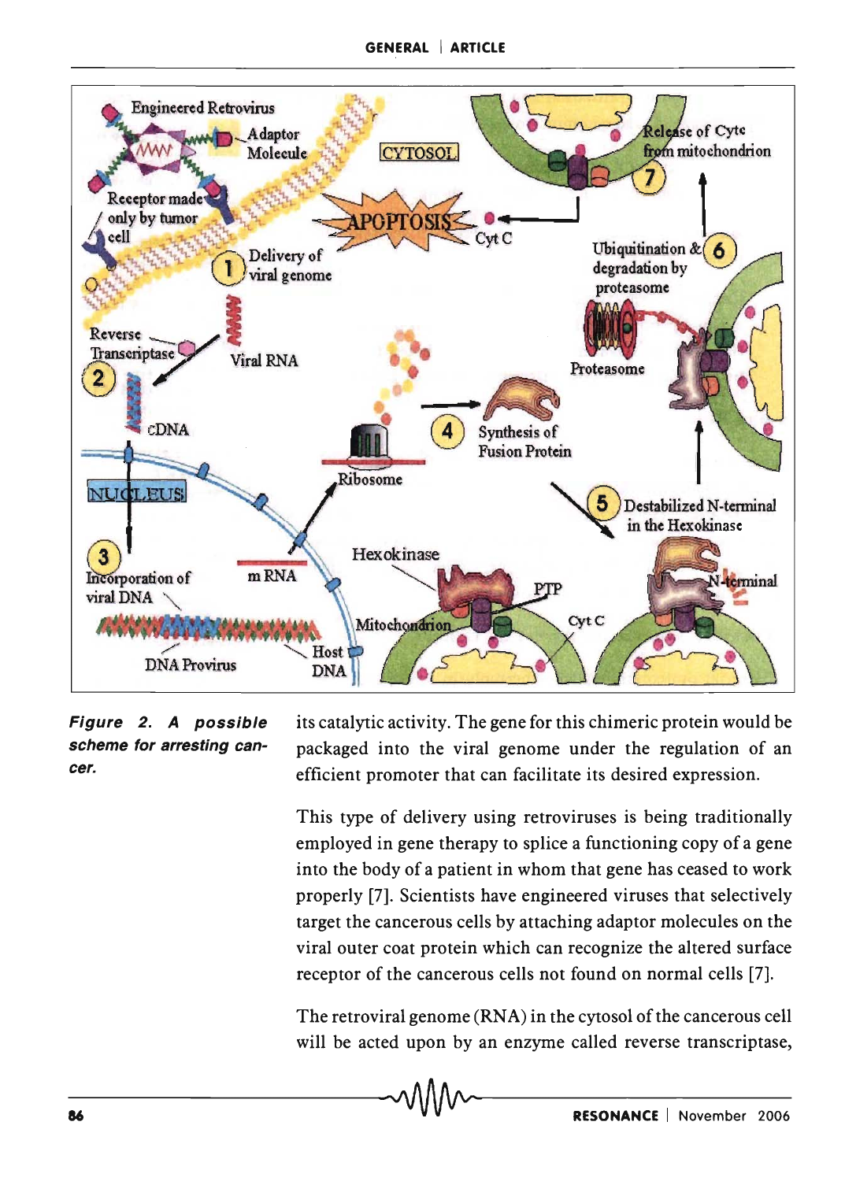*Figure 2. A possible scheme for arresting cancer.*

its catalytic activity. The gene for this chimeric protein would be packaged into the viral genome under the regulation of an efficient promoter that can facilitate its desired expression.

This type of delivery using retroviruses is being traditionally employed in gene therapy to splice a functioning copy of a gene into the body of a patient in whom that gene has ceased to work properly [7]. Scientists have engineered viruses that selectively target the cancerous cells by attaching adaptor molecules on the viral outer coat protein which can recognize the altered surface receptor of the cancerous cells not found on normal cells [7].

The retroviral genome (RNA) in the cytosol of the cancerous cell will be acted upon by an enzyme called reverse transcriptase,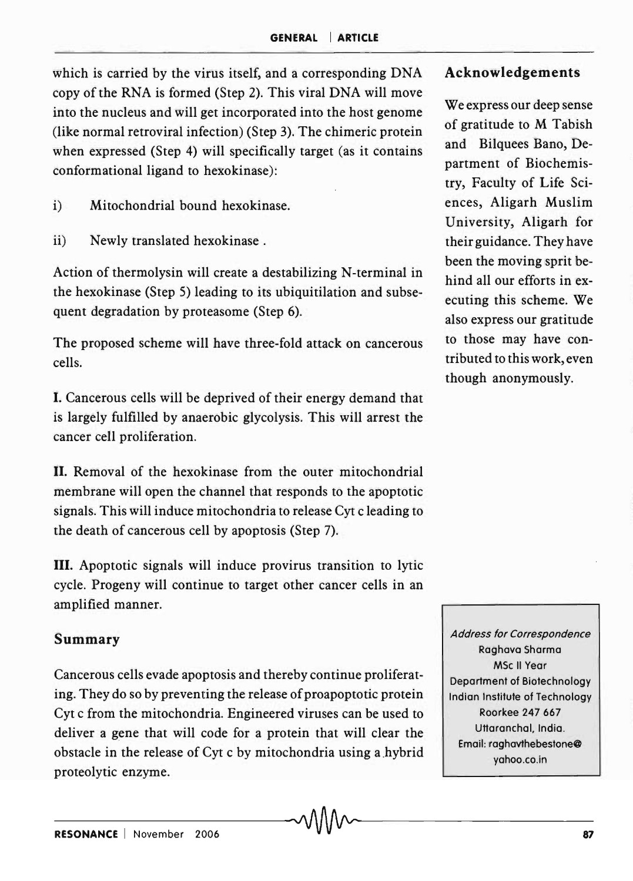which is carried by the virus itself, and a corresponding DNA copy of the RNA is formed (Step 2). This viral DNA will move into the nucleus and will get incorporated into the host genome (like normal retroviral infection) (Step 3). The chimeric protein when expressed (Step 4) will specifically target (as it contains conformational ligand to hexokinase):

i) Mitochondrial bound hexokinase.

ii) Newly translated hexokinase .

Action of thermolysin will create a destabilizing N-terminal in the hexokinase (Step 5) leading to its ubiquitilation and subsequent degradation by proteasome (Step 6).

The proposed scheme will have three-fold attack on cancerous cells.

**I.** Cancerous cells will be deprived of their energy demand that is largely fulfilled by anaerobic glycolysis. This will arrest the cancer cell proliferation.

**II.** Removal of the hexokinase from the outer mitochondrial membrane will open the channel that responds to the apoptotic signals. This will induce mitochondria to release Cyt c leading to the death of cancerous cell by apoptosis (Step 7).

**III.** Apoptotic signals will induce provirus transition to lytic cycle. Progeny will continue to target other cancer cells in an amplified manner.

## Summary

Cancerous cells evade apoptosis and thereby continue proliferating. They do so by preventing the release of proapoptotic protein Cyt c from the mitochondria. Engineered viruses can be used to deliver a gene that will code for a protein that will clear the obstacle in the release of Cyt c by mitochondria using a hybrid proteolytic enzyme.

## Acknowledgements

We express our deep sense of gratitude to M Tabish and Bilquees Bano, Department of Biochemistry, Faculty of Life Sciences, Aligarh Muslim University, Aligarh for their guidance. They have been the moving sprit behind all our efforts in executing this scheme. We also express our gratitude to those may have contributed to this work, even though anonymously.

*Address for Correspondence*
Raghava Sharma
MSc II Year
Department of Biotechnology
Indian Institute of Technology
Roorkee 247 667
Uttaranchal, India.
Email: raghavthebestone@yahoo.co.in